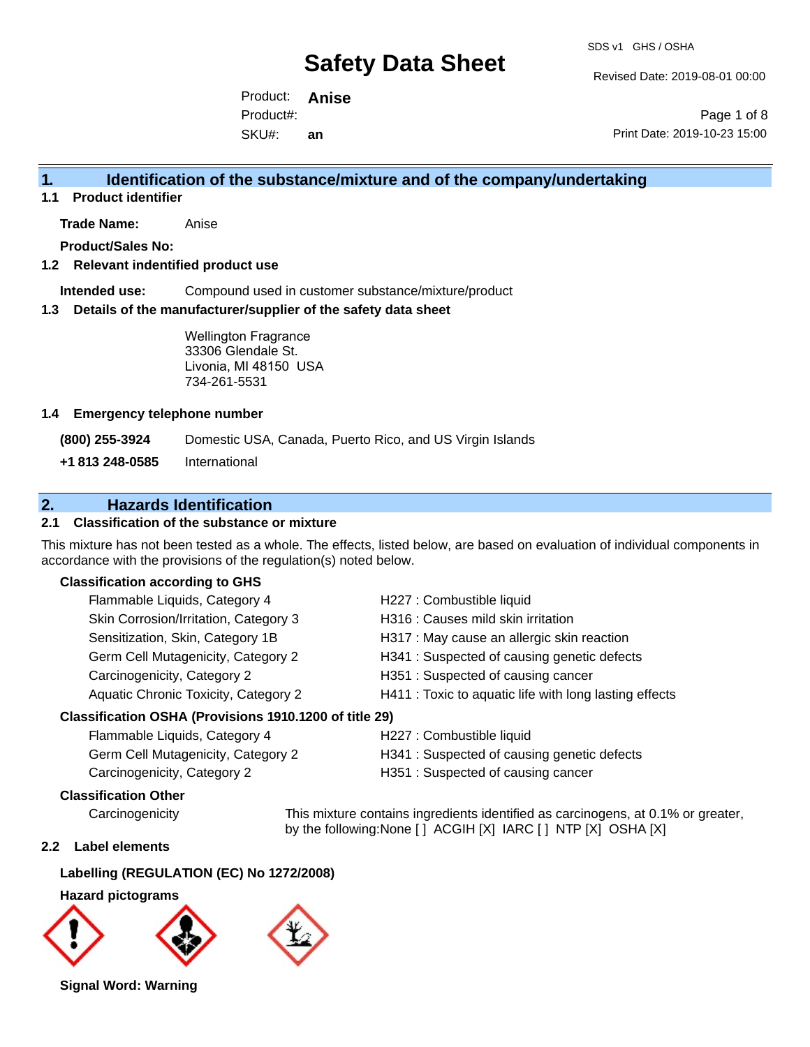# Safety Data Sheet

SDS v1 GHS / OSHA

Revised Date: 2019-08-01 00:00

Product: **Anise**

Product#:

SKU#: **an**

Print Date: 2019-10-23 15:00

## 1. Identification of the substance/mixture and of the company/undertaking

### 1.1 Product identifier

**Trade Name:** Anise

**Product/Sales No:**

### 1.2 Relevant indentified product use

**Intended use:** Compound used in customer substance/mixture/product

### 1.3 Details of the manufacturer/supplier of the safety data sheet

Wellington Fragrance
33306 Glendale St.
Livonia, MI 48150 USA
734-261-5531

### 1.4 Emergency telephone number

**(800) 255-3924** Domestic USA, Canada, Puerto Rico, and US Virgin Islands

**+1 813 248-0585** International

## 2. Hazards Identification

### 2.1 Classification of the substance or mixture

This mixture has not been tested as a whole. The effects, listed below, are based on evaluation of individual components in accordance with the provisions of the regulation(s) noted below.

**Classification according to GHS**

| | |
|---|---|
| Flammable Liquids, Category 4 | H227 : Combustible liquid |
| Skin Corrosion/Irritation, Category 3 | H316 : Causes mild skin irritation |
| Sensitization, Skin, Category 1B | H317 : May cause an allergic skin reaction |
| Germ Cell Mutagenicity, Category 2 | H341 : Suspected of causing genetic defects |
| Carcinogenicity, Category 2 | H351 : Suspected of causing cancer |
| Aquatic Chronic Toxicity, Category 2 | H411 : Toxic to aquatic life with long lasting effects |

**Classification OSHA (Provisions 1910.1200 of title 29)**

| | |
|---|---|
| Flammable Liquids, Category 4 | H227 : Combustible liquid |
| Germ Cell Mutagenicity, Category 2 | H341 : Suspected of causing genetic defects |
| Carcinogenicity, Category 2 | H351 : Suspected of causing cancer |

**Classification Other**

Carcinogenicity — This mixture contains ingredients identified as carcinogens, at 0.1% or greater, by the following:None [ ] ACGIH [X] IARC [ ] NTP [X] OSHA [X]

### 2.2 Label elements

**Labelling (REGULATION (EC) No 1272/2008)**

**Hazard pictograms**

**Signal Word: Warning**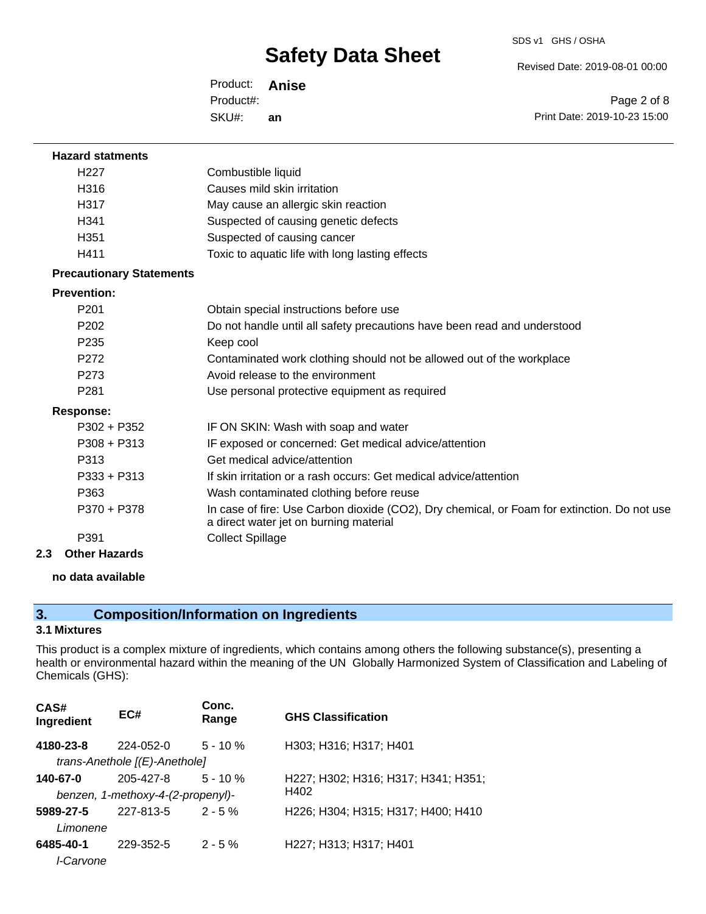**Hazard statments**

| | |
|---|---|
| H227 | Combustible liquid |
| H316 | Causes mild skin irritation |
| H317 | May cause an allergic skin reaction |
| H341 | Suspected of causing genetic defects |
| H351 | Suspected of causing cancer |
| H411 | Toxic to aquatic life with long lasting effects |

**Precautionary Statements**

**Prevention:**

| | |
|---|---|
| P201 | Obtain special instructions before use |
| P202 | Do not handle until all safety precautions have been read and understood |
| P235 | Keep cool |
| P272 | Contaminated work clothing should not be allowed out of the workplace |
| P273 | Avoid release to the environment |
| P281 | Use personal protective equipment as required |

**Response:**

| | |
|---|---|
| P302 + P352 | IF ON SKIN: Wash with soap and water |
| P308 + P313 | IF exposed or concerned: Get medical advice/attention |
| P313 | Get medical advice/attention |
| P333 + P313 | If skin irritation or a rash occurs: Get medical advice/attention |
| P363 | Wash contaminated clothing before reuse |
| P370 + P378 | In case of fire: Use Carbon dioxide ($CO_2$), Dry chemical, or Foam for extinction. Do not use a direct water jet on burning material |
| P391 | Collect Spillage |

**2.3 Other Hazards**

**no data available**

## 3. Composition/Information on Ingredients

**3.1 Mixtures**

This product is a complex mixture of ingredients, which contains among others the following substance(s), presenting a health or environmental hazard within the meaning of the UN Globally Harmonized System of Classification and Labeling of Chemicals (GHS):

| CAS# Ingredient | EC# | Conc. Range | GHS Classification |
|---|---|---|---|
| **4180-23-8** *trans-Anethole [(E)-Anethole]* | 224-052-0 | 5 - 10 % | H303; H316; H317; H401 |
| **140-67-0** *benzen, 1-methoxy-4-(2-propenyl)-* | 205-427-8 | 5 - 10 % | H227; H302; H316; H317; H341; H351; H402 |
| **5989-27-5** *Limonene* | 227-813-5 | 2 - 5 % | H226; H304; H315; H317; H400; H410 |
| **6485-40-1** *l-Carvone* | 229-352-5 | 2 - 5 % | H227; H313; H317; H401 |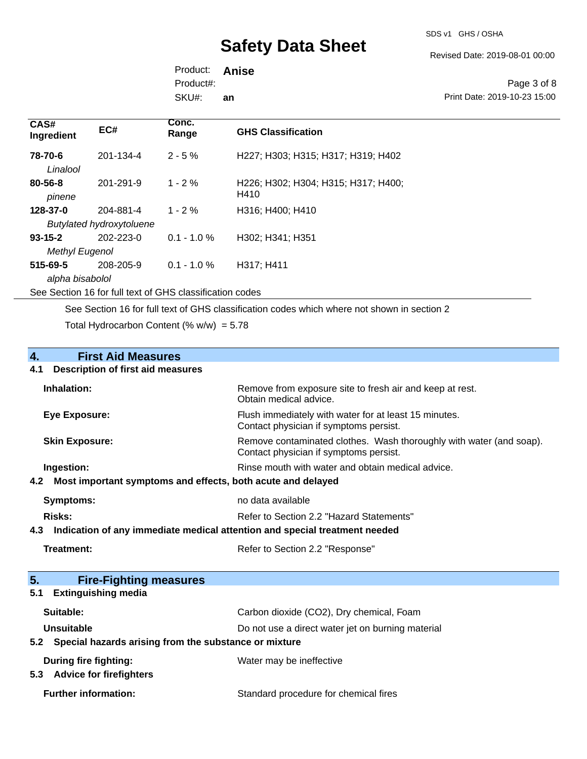| CAS# Ingredient | EC# | Conc. Range | GHS Classification |
|---|---|---|---|
| **78-70-6** *Linalool* | 201-134-4 | 2 - 5 % | H227; H303; H315; H317; H319; H402 |
| **80-56-8** *pinene* | 201-291-9 | 1 - 2 % | H226; H302; H304; H315; H317; H400; H410 |
| **128-37-0** *Butylated hydroxytoluene* | 204-881-4 | 1 - 2 % | H316; H400; H410 |
| **93-15-2** *Methyl Eugenol* | 202-223-0 | 0.1 - 1.0 % | H302; H341; H351 |
| **515-69-5** *alpha bisabolol* | 208-205-9 | 0.1 - 1.0 % | H317; H411 |

See Section 16 for full text of GHS classification codes

See Section 16 for full text of GHS classification codes which where not shown in section 2

Total Hydrocarbon Content (% w/w) = 5.78

## 4. First Aid Measures

### 4.1 Description of first aid measures

**Inhalation:** Remove from exposure site to fresh air and keep at rest. Obtain medical advice.

**Eye Exposure:** Flush immediately with water for at least 15 minutes. Contact physician if symptoms persist.

**Skin Exposure:** Remove contaminated clothes. Wash thoroughly with water (and soap). Contact physician if symptoms persist.

**Ingestion:** Rinse mouth with water and obtain medical advice.

### 4.2 Most important symptoms and effects, both acute and delayed

**Symptoms:** no data available

**Risks:** Refer to Section 2.2 "Hazard Statements"

### 4.3 Indication of any immediate medical attention and special treatment needed

**Treatment:** Refer to Section 2.2 "Response"

## 5. Fire-Fighting measures

### 5.1 Extinguishing media

**Suitable:** Carbon dioxide ($CO_2$), Dry chemical, Foam

**Unsuitable** Do not use a direct water jet on burning material

### 5.2 Special hazards arising from the substance or mixture

**During fire fighting:** Water may be ineffective

### 5.3 Advice for firefighters

**Further information:** Standard procedure for chemical fires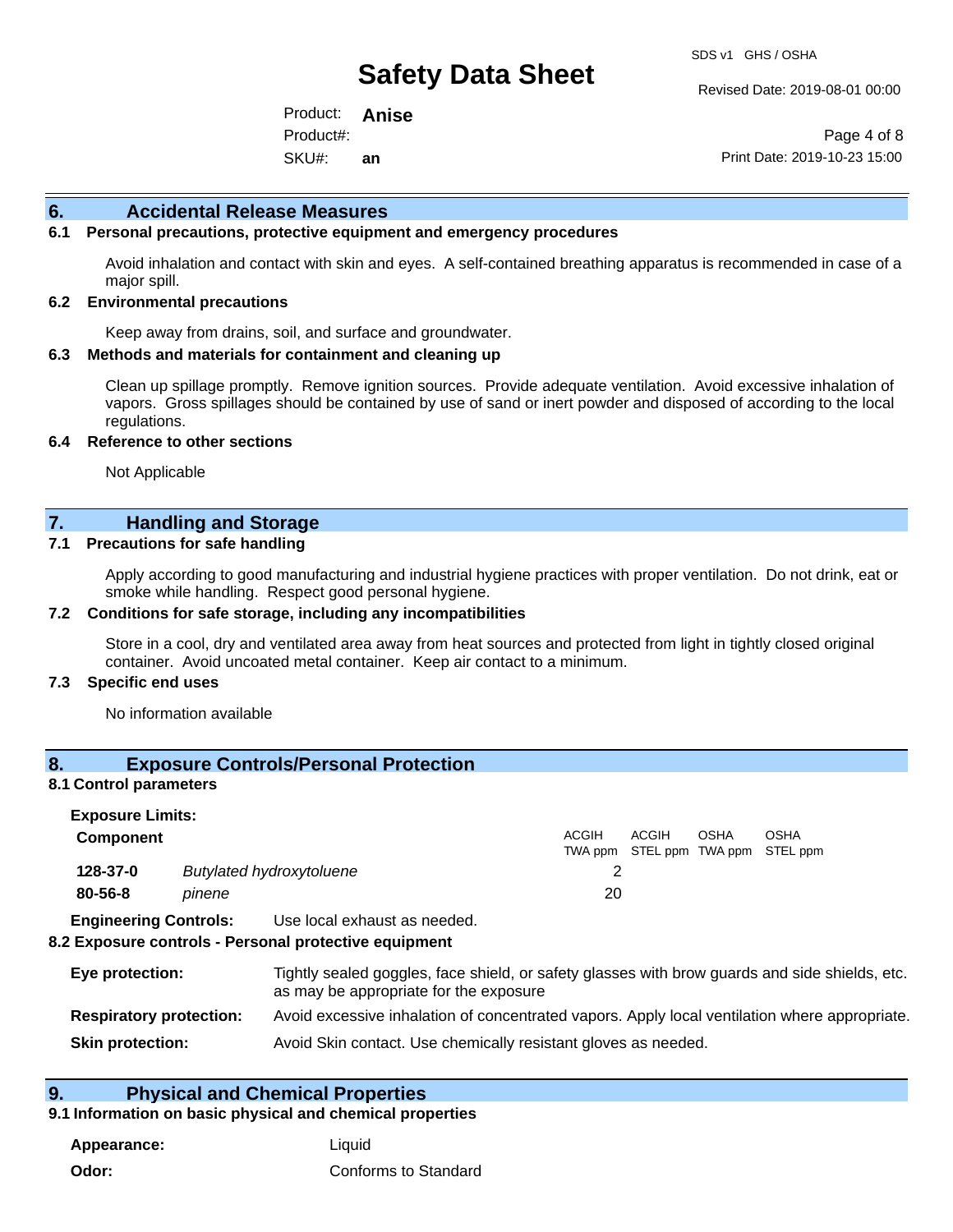## 6. Accidental Release Measures

### 6.1 Personal precautions, protective equipment and emergency procedures

Avoid inhalation and contact with skin and eyes. A self-contained breathing apparatus is recommended in case of a major spill.

### 6.2 Environmental precautions

Keep away from drains, soil, and surface and groundwater.

### 6.3 Methods and materials for containment and cleaning up

Clean up spillage promptly. Remove ignition sources. Provide adequate ventilation. Avoid excessive inhalation of vapors. Gross spillages should be contained by use of sand or inert powder and disposed of according to the local regulations.

### 6.4 Reference to other sections

Not Applicable

## 7. Handling and Storage

### 7.1 Precautions for safe handling

Apply according to good manufacturing and industrial hygiene practices with proper ventilation. Do not drink, eat or smoke while handling. Respect good personal hygiene.

### 7.2 Conditions for safe storage, including any incompatibilities

Store in a cool, dry and ventilated area away from heat sources and protected from light in tightly closed original container. Avoid uncoated metal container. Keep air contact to a minimum.

### 7.3 Specific end uses

No information available

## 8. Exposure Controls/Personal Protection

### 8.1 Control parameters

**Exposure Limits:**

| Component | | ACGIH TWA ppm | ACGIH STEL ppm | OSHA TWA ppm | OSHA STEL ppm |
|---|---|---|---|---|---|
| **128-37-0** | *Butylated hydroxytoluene* | 2 | | | |
| **80-56-8** | *pinene* | 20 | | | |

**Engineering Controls:** Use local exhaust as needed.

### 8.2 Exposure controls - Personal protective equipment

**Eye protection:** Tightly sealed goggles, face shield, or safety glasses with brow guards and side shields, etc. as may be appropriate for the exposure

**Respiratory protection:** Avoid excessive inhalation of concentrated vapors. Apply local ventilation where appropriate.

**Skin protection:** Avoid Skin contact. Use chemically resistant gloves as needed.

## 9. Physical and Chemical Properties

### 9.1 Information on basic physical and chemical properties

**Appearance:** Liquid

**Odor:** Conforms to Standard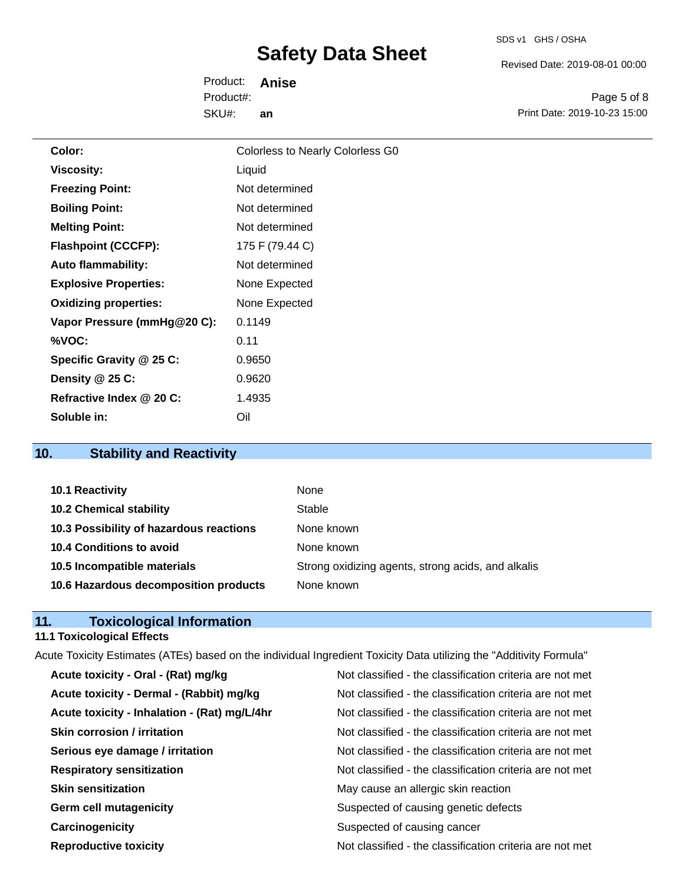| | |
|---|---|
| **Color:** | Colorless to Nearly Colorless G0 |
| **Viscosity:** | Liquid |
| **Freezing Point:** | Not determined |
| **Boiling Point:** | Not determined |
| **Melting Point:** | Not determined |
| **Flashpoint (CCCFP):** | 175 F (79.44 C) |
| **Auto flammability:** | Not determined |
| **Explosive Properties:** | None Expected |
| **Oxidizing properties:** | None Expected |
| **Vapor Pressure (mmHg@20 C):** | 0.1149 |
| **%VOC:** | 0.11 |
| **Specific Gravity @ 25 C:** | 0.9650 |
| **Density @ 25 C:** | 0.9620 |
| **Refractive Index @ 20 C:** | 1.4935 |
| **Soluble in:** | Oil |

## 10. Stability and Reactivity

| | |
|---|---|
| **10.1 Reactivity** | None |
| **10.2 Chemical stability** | Stable |
| **10.3 Possibility of hazardous reactions** | None known |
| **10.4 Conditions to avoid** | None known |
| **10.5 Incompatible materials** | Strong oxidizing agents, strong acids, and alkalis |
| **10.6 Hazardous decomposition products** | None known |

## 11. Toxicological Information

### 11.1 Toxicological Effects

Acute Toxicity Estimates (ATEs) based on the individual Ingredient Toxicity Data utilizing the "Additivity Formula"

| | |
|---|---|
| **Acute toxicity - Oral - (Rat) mg/kg** | Not classified - the classification criteria are not met |
| **Acute toxicity - Dermal - (Rabbit) mg/kg** | Not classified - the classification criteria are not met |
| **Acute toxicity - Inhalation - (Rat) mg/L/4hr** | Not classified - the classification criteria are not met |
| **Skin corrosion / irritation** | Not classified - the classification criteria are not met |
| **Serious eye damage / irritation** | Not classified - the classification criteria are not met |
| **Respiratory sensitization** | Not classified - the classification criteria are not met |
| **Skin sensitization** | May cause an allergic skin reaction |
| **Germ cell mutagenicity** | Suspected of causing genetic defects |
| **Carcinogenicity** | Suspected of causing cancer |
| **Reproductive toxicity** | Not classified - the classification criteria are not met |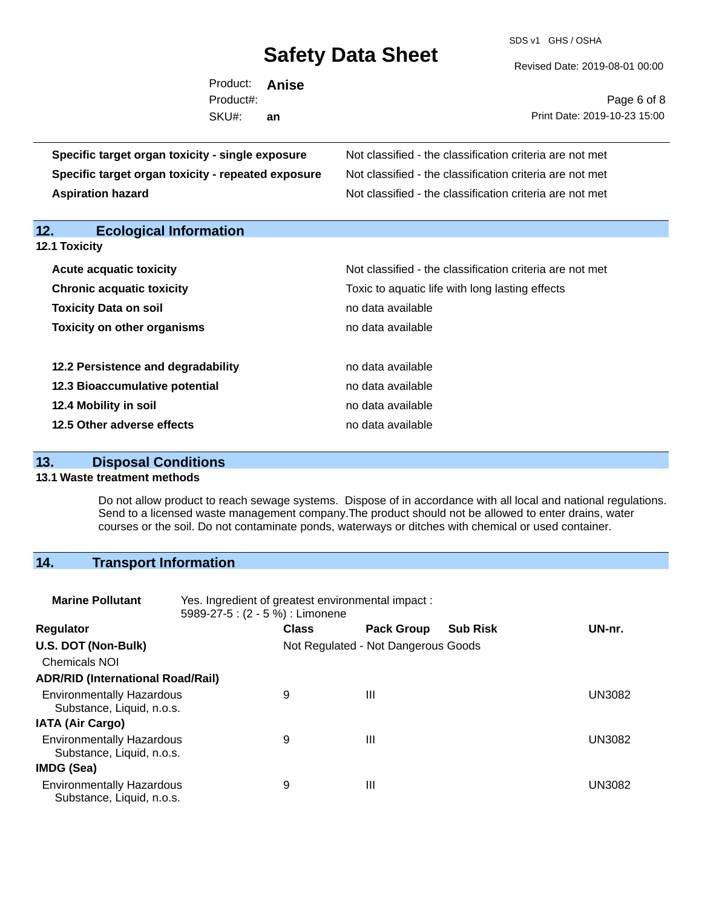| | |
|---|---|
| **Specific target organ toxicity - single exposure** | Not classified - the classification criteria are not met |
| **Specific target organ toxicity - repeated exposure** | Not classified - the classification criteria are not met |
| **Aspiration hazard** | Not classified - the classification criteria are not met |

## 12. Ecological Information

### 12.1 Toxicity

| | |
|---|---|
| **Acute acquatic toxicity** | Not classified - the classification criteria are not met |
| **Chronic acquatic toxicity** | Toxic to aquatic life with long lasting effects |
| **Toxicity Data on soil** | no data available |
| **Toxicity on other organisms** | no data available |

| | |
|---|---|
| **12.2 Persistence and degradability** | no data available |
| **12.3 Bioaccumulative potential** | no data available |
| **12.4 Mobility in soil** | no data available |
| **12.5 Other adverse effects** | no data available |

## 13. Disposal Conditions

### 13.1 Waste treatment methods

Do not allow product to reach sewage systems. Dispose of in accordance with all local and national regulations. Send to a licensed waste management company.The product should not be allowed to enter drains, water courses or the soil. Do not contaminate ponds, waterways or ditches with chemical or used container.

## 14. Transport Information

**Marine Pollutant** Yes. Ingredient of greatest environmental impact : 5989-27-5 : (2 - 5 %) : Limonene

| Regulator | Class | Pack Group | Sub Risk | UN-nr. |
|---|---|---|---|---|
| **U.S. DOT (Non-Bulk)** | Not Regulated - Not Dangerous Goods | | | |
| Chemicals NOI | | | | |
| **ADR/RID (International Road/Rail)** | | | | |
| Environmentally Hazardous Substance, Liquid, n.o.s. | 9 | III | | UN3082 |
| **IATA (Air Cargo)** | | | | |
| Environmentally Hazardous Substance, Liquid, n.o.s. | 9 | III | | UN3082 |
| **IMDG (Sea)** | | | | |
| Environmentally Hazardous Substance, Liquid, n.o.s. | 9 | III | | UN3082 |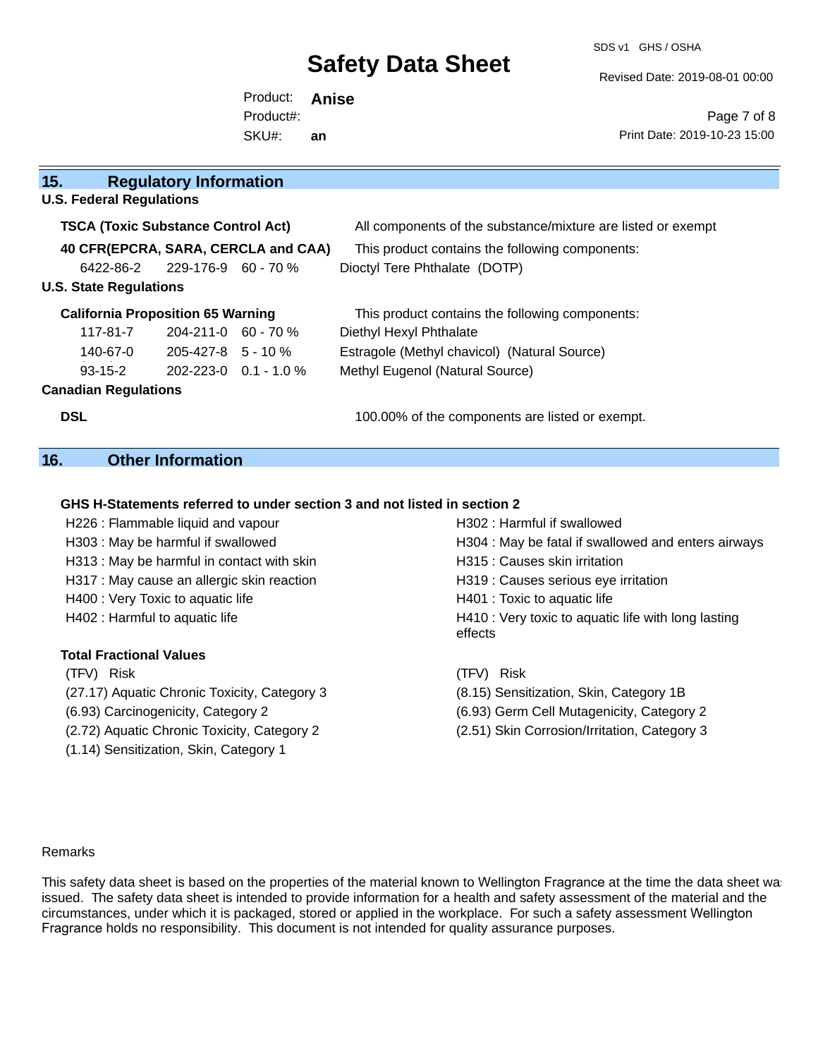## 15. Regulatory Information

**U.S. Federal Regulations**

**TSCA (Toxic Substance Control Act)** — All components of the substance/mixture are listed or exempt

**40 CFR(EPCRA, SARA, CERCLA and CAA)** — This product contains the following components:

| | | | |
|---|---|---|---|
| 6422-86-2 | 229-176-9 | 60 - 70 % | Dioctyl Tere Phthalate (DOTP) |

**U.S. State Regulations**

**California Proposition 65 Warning** — This product contains the following components:

| | | | |
|---|---|---|---|
| 117-81-7 | 204-211-0 | 60 - 70 % | Diethyl Hexyl Phthalate |
| 140-67-0 | 205-427-8 | 5 - 10 % | Estragole (Methyl chavicol) (Natural Source) |
| 93-15-2 | 202-223-0 | 0.1 - 1.0 % | Methyl Eugenol (Natural Source) |

**Canadian Regulations**

**DSL** — 100.00% of the components are listed or exempt.

## 16. Other Information

**GHS H-Statements referred to under section 3 and not listed in section 2**

H226 : Flammable liquid and vapour
H302 : Harmful if swallowed
H303 : May be harmful if swallowed
H304 : May be fatal if swallowed and enters airways
H313 : May be harmful in contact with skin
H315 : Causes skin irritation
H317 : May cause an allergic skin reaction
H319 : Causes serious eye irritation
H400 : Very Toxic to aquatic life
H401 : Toxic to aquatic life
H402 : Harmful to aquatic life
H410 : Very toxic to aquatic life with long lasting effects

**Total Fractional Values**

(TFV) Risk
(27.17) Aquatic Chronic Toxicity, Category 3
(8.15) Sensitization, Skin, Category 1B
(6.93) Carcinogenicity, Category 2
(6.93) Germ Cell Mutagenicity, Category 2
(2.72) Aquatic Chronic Toxicity, Category 2
(2.51) Skin Corrosion/Irritation, Category 3
(1.14) Sensitization, Skin, Category 1

Remarks

This safety data sheet is based on the properties of the material known to Wellington Fragrance at the time the data sheet was issued. The safety data sheet is intended to provide information for a health and safety assessment of the material and the circumstances, under which it is packaged, stored or applied in the workplace. For such a safety assessment Wellington Fragrance holds no responsibility. This document is not intended for quality assurance purposes.